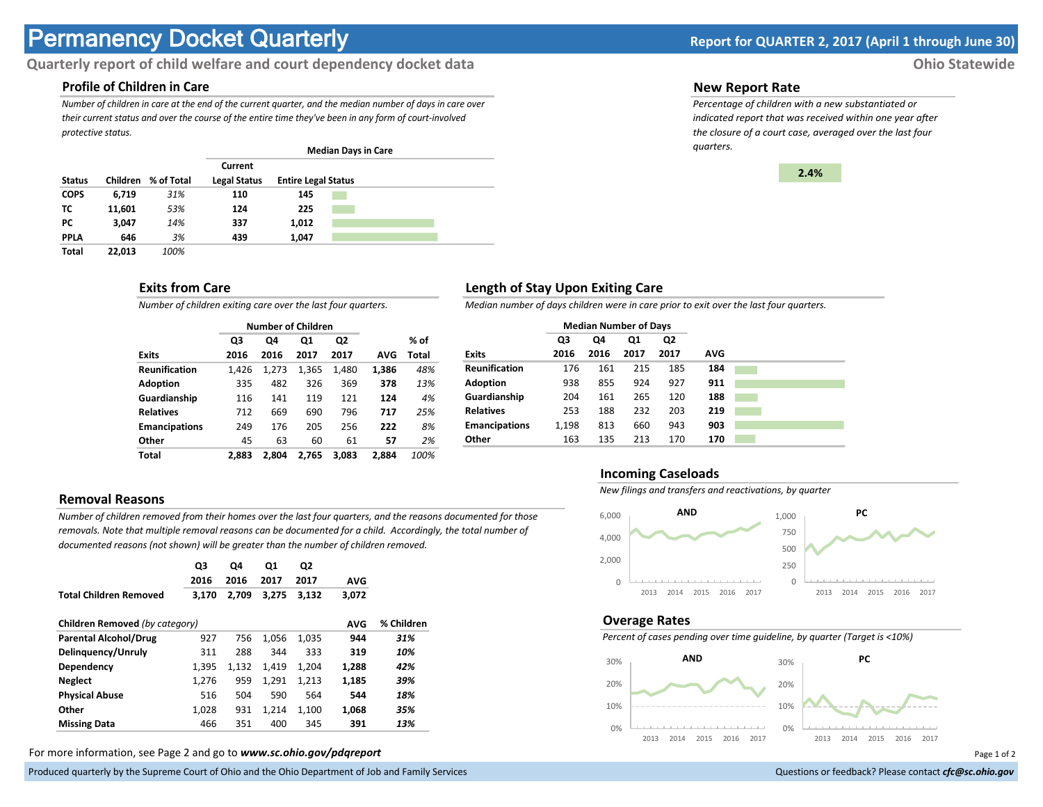# Permanency Docket Quarterly

**Report for QUARTER 2, 2017 (April 1 through June 30)**

**Quarterly report of child welfare and court dependency docket data**

**Ohio Statewide**

## Profile of Children in Care

*Number of children in care at the end of the current quarter, and the median number of days in care over their current status and over the course of the entire time they've been in any form of court-involved protective status.*

| | | | Median Days in Care | |
|---|---|---|---|---|
| **Status** | **Children** | **% of Total** | **Current Legal Status** | **Entire Legal Status** |
| **COPS** | **6,719** | *31%* | **110** | **145** |
| **TC** | **11,601** | *53%* | **124** | **225** |
| **PC** | **3,047** | *14%* | **337** | **1,012** |
| **PPLA** | **646** | *3%* | **439** | **1,047** |
| **Total** | **22,013** | *100%* | | |

## New Report Rate

*Percentage of children with a new substantiated or indicated report that was received within one year after the closure of a court case, averaged over the last four quarters.*

**2.4%**

## Exits from Care

*Number of children exiting care over the last four quarters.*

| | Number of Children | | | | | |
|---|---|---|---|---|---|---|
| **Exits** | **Q3 2016** | **Q4 2016** | **Q1 2017** | **Q2 2017** | **AVG** | **% of Total** |
| **Reunification** | 1,426 | 1,273 | 1,365 | 1,480 | **1,386** | *48%* |
| **Adoption** | 335 | 482 | 326 | 369 | **378** | *13%* |
| **Guardianship** | 116 | 141 | 119 | 121 | **124** | *4%* |
| **Relatives** | 712 | 669 | 690 | 796 | **717** | *25%* |
| **Emancipations** | 249 | 176 | 205 | 256 | **222** | *8%* |
| **Other** | 45 | 63 | 60 | 61 | **57** | *2%* |
| **Total** | **2,883** | **2,804** | **2,765** | **3,083** | **2,884** | *100%* |

## Length of Stay Upon Exiting Care

*Median number of days children were in care prior to exit over the last four quarters.*

| | Median Number of Days | | | | |
|---|---|---|---|---|---|
| **Exits** | **Q3 2016** | **Q4 2016** | **Q1 2017** | **Q2 2017** | **AVG** |
| **Reunification** | 176 | 161 | 215 | 185 | **184** |
| **Adoption** | 938 | 855 | 924 | 927 | **911** |
| **Guardianship** | 204 | 161 | 265 | 120 | **188** |
| **Relatives** | 253 | 188 | 232 | 203 | **219** |
| **Emancipations** | 1,198 | 813 | 660 | 943 | **903** |
| **Other** | 163 | 135 | 213 | 170 | **170** |

## Removal Reasons

*Number of children removed from their homes over the last four quarters, and the reasons documented for those removals. Note that multiple removal reasons can be documented for a child. Accordingly, the total number of documented reasons (not shown) will be greater than the number of children removed.*

| | **Q3 2016** | **Q4 2016** | **Q1 2017** | **Q2 2017** | **AVG** | |
|---|---|---|---|---|---|---|
| **Total Children Removed** | **3,170** | **2,709** | **3,275** | **3,132** | **3,072** | |
| **Children Removed** *(by category)* | | | | | **AVG** | **% Children** |
| **Parental Alcohol/Drug** | 927 | 756 | 1,056 | 1,035 | **944** | ***31%*** |
| **Delinquency/Unruly** | 311 | 288 | 344 | 333 | **319** | ***10%*** |
| **Dependency** | 1,395 | 1,132 | 1,419 | 1,204 | **1,288** | ***42%*** |
| **Neglect** | 1,276 | 959 | 1,291 | 1,213 | **1,185** | ***39%*** |
| **Physical Abuse** | 516 | 504 | 590 | 564 | **544** | ***18%*** |
| **Other** | 1,028 | 931 | 1,214 | 1,100 | **1,068** | ***35%*** |
| **Missing Data** | 466 | 351 | 400 | 345 | **391** | ***13%*** |

## Incoming Caseloads

*New filings and transfers and reactivations, by quarter*

AND | PC

## Overage Rates

*Percent of cases pending over time guideline, by quarter (Target is <10%)*

AND | PC

For more information, see Page 2 and go to ***www.sc.ohio.gov/pdqreport***

Produced quarterly by the Supreme Court of Ohio and the Ohio Department of Job and Family Services

Questions or feedback? Please contact ***cfc@sc.ohio.gov***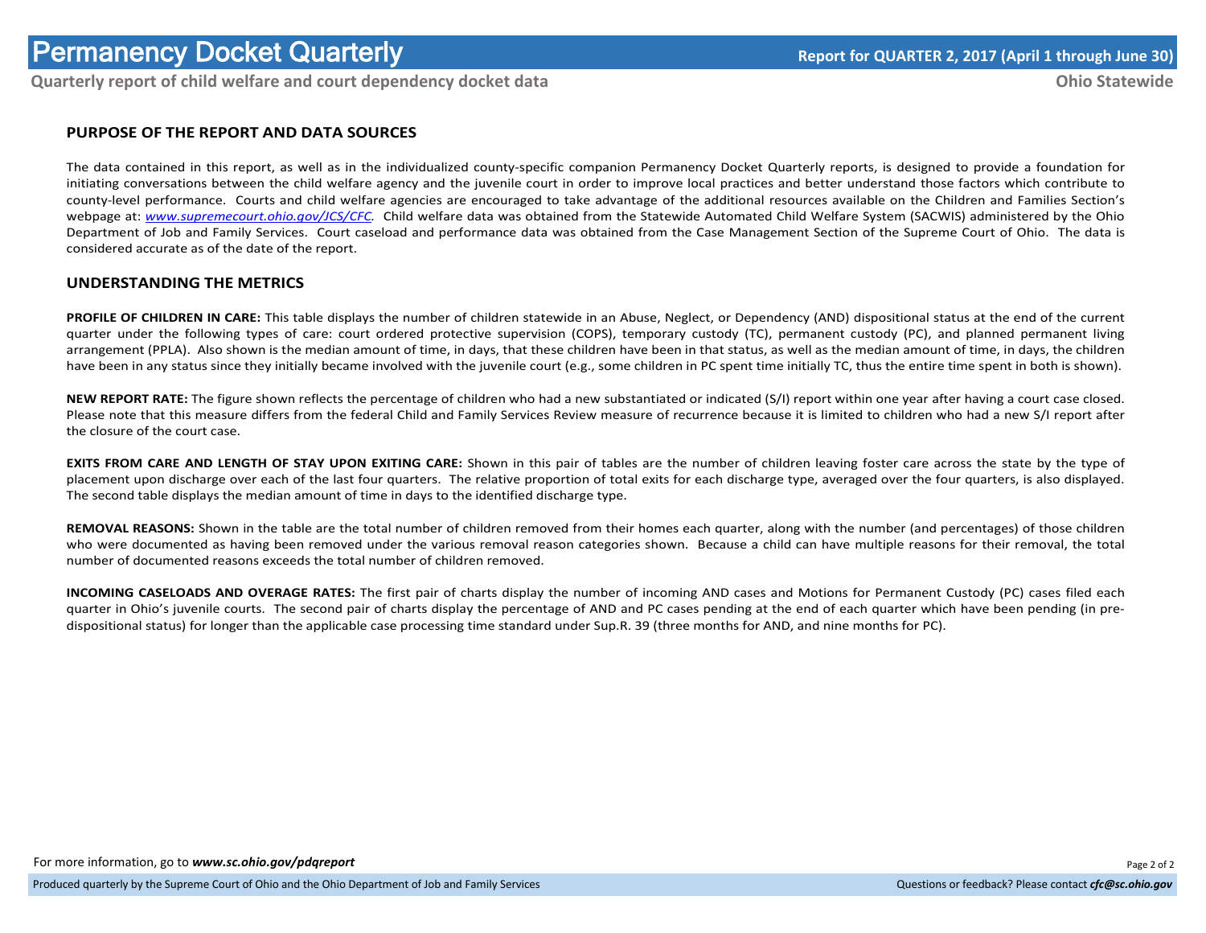# Permanency Docket Quarterly

**Report for QUARTER 2, 2017 (April 1 through June 30)**

**Quarterly report of child welfare and court dependency docket data**

**Ohio Statewide**

## PURPOSE OF THE REPORT AND DATA SOURCES

The data contained in this report, as well as in the individualized county-specific companion Permanency Docket Quarterly reports, is designed to provide a foundation for initiating conversations between the child welfare agency and the juvenile court in order to improve local practices and better understand those factors which contribute to county-level performance. Courts and child welfare agencies are encouraged to take advantage of the additional resources available on the Children and Families Section's webpage at: *www.supremecourt.ohio.gov/JCS/CFC*. Child welfare data was obtained from the Statewide Automated Child Welfare System (SACWIS) administered by the Ohio Department of Job and Family Services. Court caseload and performance data was obtained from the Case Management Section of the Supreme Court of Ohio. The data is considered accurate as of the date of the report.

## UNDERSTANDING THE METRICS

**PROFILE OF CHILDREN IN CARE:** This table displays the number of children statewide in an Abuse, Neglect, or Dependency (AND) dispositional status at the end of the current quarter under the following types of care: court ordered protective supervision (COPS), temporary custody (TC), permanent custody (PC), and planned permanent living arrangement (PPLA). Also shown is the median amount of time, in days, that these children have been in that status, as well as the median amount of time, in days, the children have been in any status since they initially became involved with the juvenile court (e.g., some children in PC spent time initially TC, thus the entire time spent in both is shown).

**NEW REPORT RATE:** The figure shown reflects the percentage of children who had a new substantiated or indicated (S/I) report within one year after having a court case closed. Please note that this measure differs from the federal Child and Family Services Review measure of recurrence because it is limited to children who had a new S/I report after the closure of the court case.

**EXITS FROM CARE AND LENGTH OF STAY UPON EXITING CARE:** Shown in this pair of tables are the number of children leaving foster care across the state by the type of placement upon discharge over each of the last four quarters. The relative proportion of total exits for each discharge type, averaged over the four quarters, is also displayed. The second table displays the median amount of time in days to the identified discharge type.

**REMOVAL REASONS:** Shown in the table are the total number of children removed from their homes each quarter, along with the number (and percentages) of those children who were documented as having been removed under the various removal reason categories shown. Because a child can have multiple reasons for their removal, the total number of documented reasons exceeds the total number of children removed.

**INCOMING CASELOADS AND OVERAGE RATES:** The first pair of charts display the number of incoming AND cases and Motions for Permanent Custody (PC) cases filed each quarter in Ohio's juvenile courts. The second pair of charts display the percentage of AND and PC cases pending at the end of each quarter which have been pending (in pre-dispositional status) for longer than the applicable case processing time standard under Sup.R. 39 (three months for AND, and nine months for PC).

For more information, go to ***www.sc.ohio.gov/pdqreport***

Produced quarterly by the Supreme Court of Ohio and the Ohio Department of Job and Family Services

Questions or feedback? Please contact ***cfc@sc.ohio.gov***